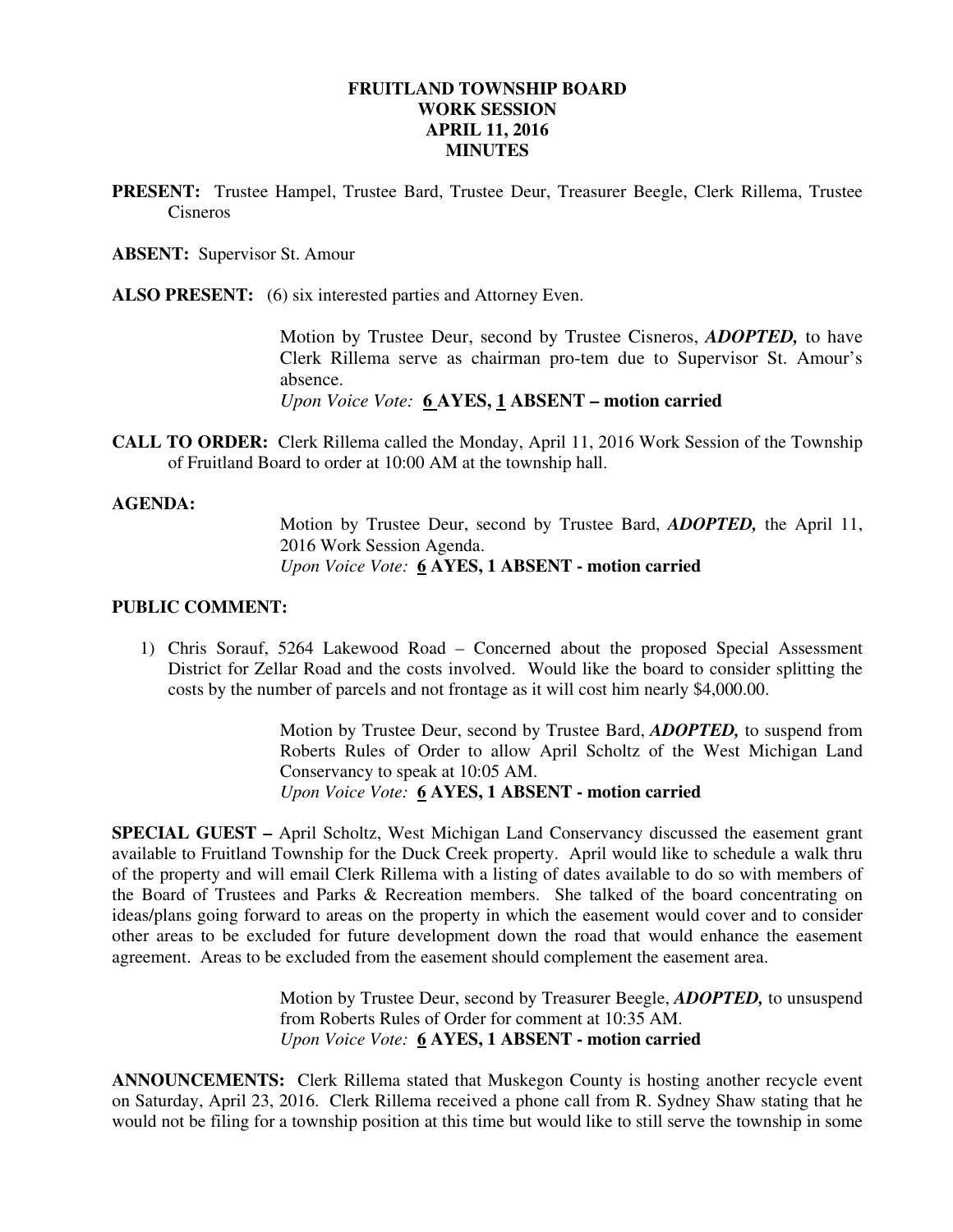# FRUITLAND TOWNSHIP BOARD
## WORK SESSION
## APRIL 11, 2016
## MINUTES

**PRESENT:** Trustee Hampel, Trustee Bard, Trustee Deur, Treasurer Beegle, Clerk Rillema, Trustee Cisneros

**ABSENT:** Supervisor St. Amour

**ALSO PRESENT:** (6) six interested parties and Attorney Even.

> Motion by Trustee Deur, second by Trustee Cisneros, ***ADOPTED,*** to have Clerk Rillema serve as chairman pro-tem due to Supervisor St. Amour's absence.
> *Upon Voice Vote:* **6 AYES, 1 ABSENT – motion carried**

**CALL TO ORDER:** Clerk Rillema called the Monday, April 11, 2016 Work Session of the Township of Fruitland Board to order at 10:00 AM at the township hall.

**AGENDA:**

> Motion by Trustee Deur, second by Trustee Bard, ***ADOPTED,*** the April 11, 2016 Work Session Agenda.
> *Upon Voice Vote:* **6 AYES, 1 ABSENT - motion carried**

**PUBLIC COMMENT:**

1) Chris Sorauf, 5264 Lakewood Road – Concerned about the proposed Special Assessment District for Zellar Road and the costs involved. Would like the board to consider splitting the costs by the number of parcels and not frontage as it will cost him nearly $4,000.00.

> Motion by Trustee Deur, second by Trustee Bard, ***ADOPTED,*** to suspend from Roberts Rules of Order to allow April Scholtz of the West Michigan Land Conservancy to speak at 10:05 AM.
> *Upon Voice Vote:* **6 AYES, 1 ABSENT - motion carried**

**SPECIAL GUEST –** April Scholtz, West Michigan Land Conservancy discussed the easement grant available to Fruitland Township for the Duck Creek property. April would like to schedule a walk thru of the property and will email Clerk Rillema with a listing of dates available to do so with members of the Board of Trustees and Parks & Recreation members. She talked of the board concentrating on ideas/plans going forward to areas on the property in which the easement would cover and to consider other areas to be excluded for future development down the road that would enhance the easement agreement. Areas to be excluded from the easement should complement the easement area.

> Motion by Trustee Deur, second by Treasurer Beegle, ***ADOPTED,*** to unsuspend from Roberts Rules of Order for comment at 10:35 AM.
> *Upon Voice Vote:* **6 AYES, 1 ABSENT - motion carried**

**ANNOUNCEMENTS:** Clerk Rillema stated that Muskegon County is hosting another recycle event on Saturday, April 23, 2016. Clerk Rillema received a phone call from R. Sydney Shaw stating that he would not be filing for a township position at this time but would like to still serve the township in some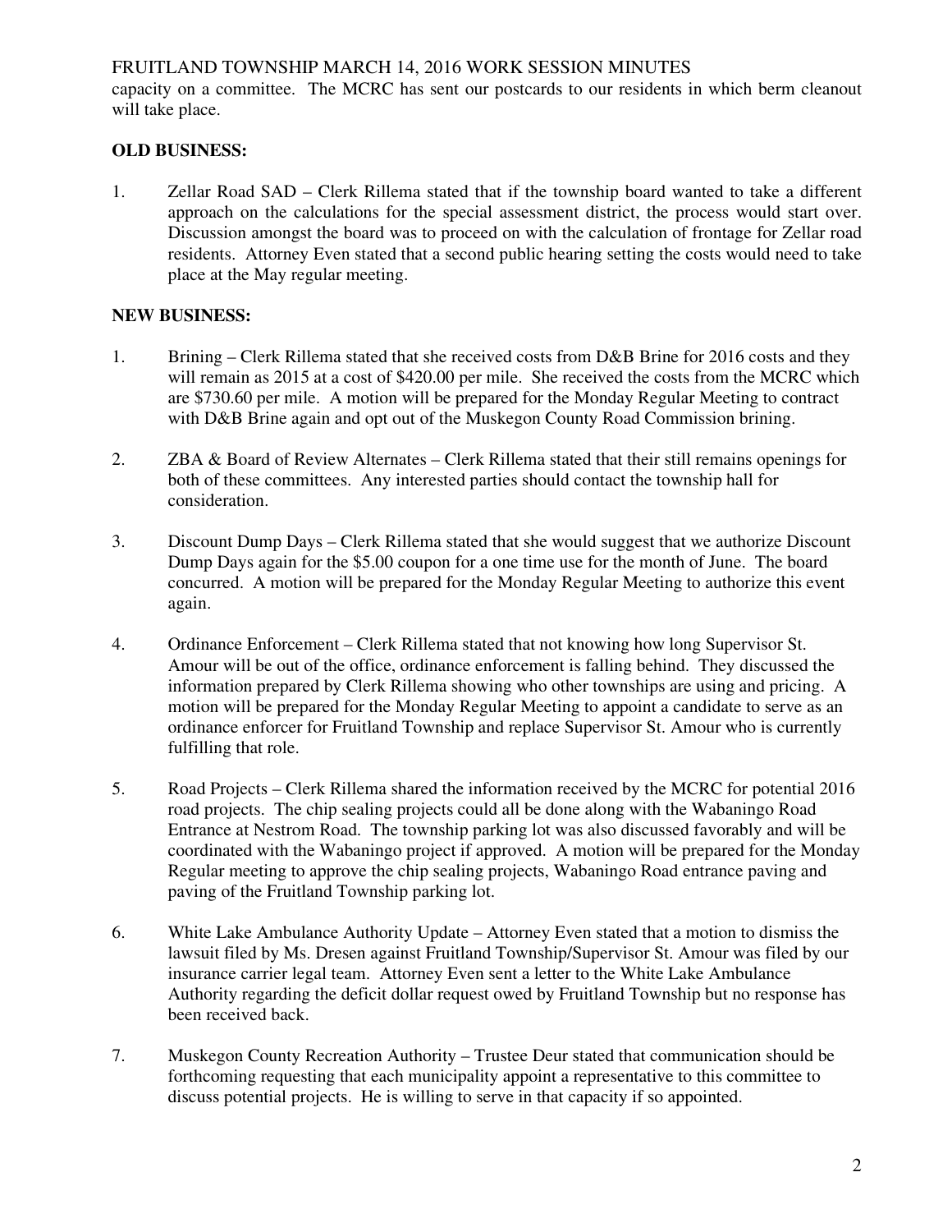capacity on a committee. The MCRC has sent our postcards to our residents in which berm cleanout will take place.

**OLD BUSINESS:**

1. Zellar Road SAD – Clerk Rillema stated that if the township board wanted to take a different approach on the calculations for the special assessment district, the process would start over. Discussion amongst the board was to proceed on with the calculation of frontage for Zellar road residents. Attorney Even stated that a second public hearing setting the costs would need to take place at the May regular meeting.

**NEW BUSINESS:**

1. Brining – Clerk Rillema stated that she received costs from D&B Brine for 2016 costs and they will remain as 2015 at a cost of $420.00 per mile. She received the costs from the MCRC which are $730.60 per mile. A motion will be prepared for the Monday Regular Meeting to contract with D&B Brine again and opt out of the Muskegon County Road Commission brining.

2. ZBA & Board of Review Alternates – Clerk Rillema stated that their still remains openings for both of these committees. Any interested parties should contact the township hall for consideration.

3. Discount Dump Days – Clerk Rillema stated that she would suggest that we authorize Discount Dump Days again for the $5.00 coupon for a one time use for the month of June. The board concurred. A motion will be prepared for the Monday Regular Meeting to authorize this event again.

4. Ordinance Enforcement – Clerk Rillema stated that not knowing how long Supervisor St. Amour will be out of the office, ordinance enforcement is falling behind. They discussed the information prepared by Clerk Rillema showing who other townships are using and pricing. A motion will be prepared for the Monday Regular Meeting to appoint a candidate to serve as an ordinance enforcer for Fruitland Township and replace Supervisor St. Amour who is currently fulfilling that role.

5. Road Projects – Clerk Rillema shared the information received by the MCRC for potential 2016 road projects. The chip sealing projects could all be done along with the Wabaningo Road Entrance at Nestrom Road. The township parking lot was also discussed favorably and will be coordinated with the Wabaningo project if approved. A motion will be prepared for the Monday Regular meeting to approve the chip sealing projects, Wabaningo Road entrance paving and paving of the Fruitland Township parking lot.

6. White Lake Ambulance Authority Update – Attorney Even stated that a motion to dismiss the lawsuit filed by Ms. Dresen against Fruitland Township/Supervisor St. Amour was filed by our insurance carrier legal team. Attorney Even sent a letter to the White Lake Ambulance Authority regarding the deficit dollar request owed by Fruitland Township but no response has been received back.

7. Muskegon County Recreation Authority – Trustee Deur stated that communication should be forthcoming requesting that each municipality appoint a representative to this committee to discuss potential projects. He is willing to serve in that capacity if so appointed.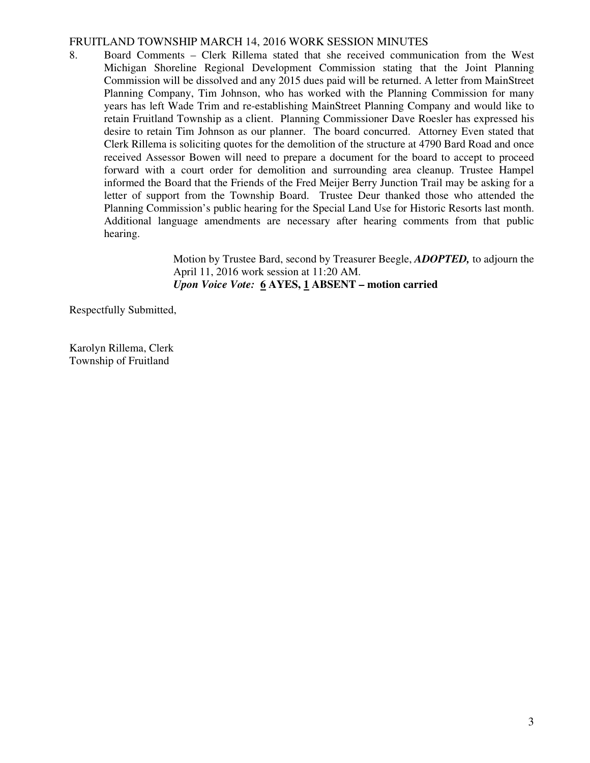8. Board Comments – Clerk Rillema stated that she received communication from the West Michigan Shoreline Regional Development Commission stating that the Joint Planning Commission will be dissolved and any 2015 dues paid will be returned. A letter from MainStreet Planning Company, Tim Johnson, who has worked with the Planning Commission for many years has left Wade Trim and re-establishing MainStreet Planning Company and would like to retain Fruitland Township as a client. Planning Commissioner Dave Roesler has expressed his desire to retain Tim Johnson as our planner. The board concurred. Attorney Even stated that Clerk Rillema is soliciting quotes for the demolition of the structure at 4790 Bard Road and once received Assessor Bowen will need to prepare a document for the board to accept to proceed forward with a court order for demolition and surrounding area cleanup. Trustee Hampel informed the Board that the Friends of the Fred Meijer Berry Junction Trail may be asking for a letter of support from the Township Board. Trustee Deur thanked those who attended the Planning Commission's public hearing for the Special Land Use for Historic Resorts last month. Additional language amendments are necessary after hearing comments from that public hearing.

Motion by Trustee Bard, second by Treasurer Beegle, ***ADOPTED,*** to adjourn the April 11, 2016 work session at 11:20 AM.
***Upon Voice Vote:*** **6 AYES, 1 ABSENT – motion carried**

Respectfully Submitted,

Karolyn Rillema, Clerk
Township of Fruitland